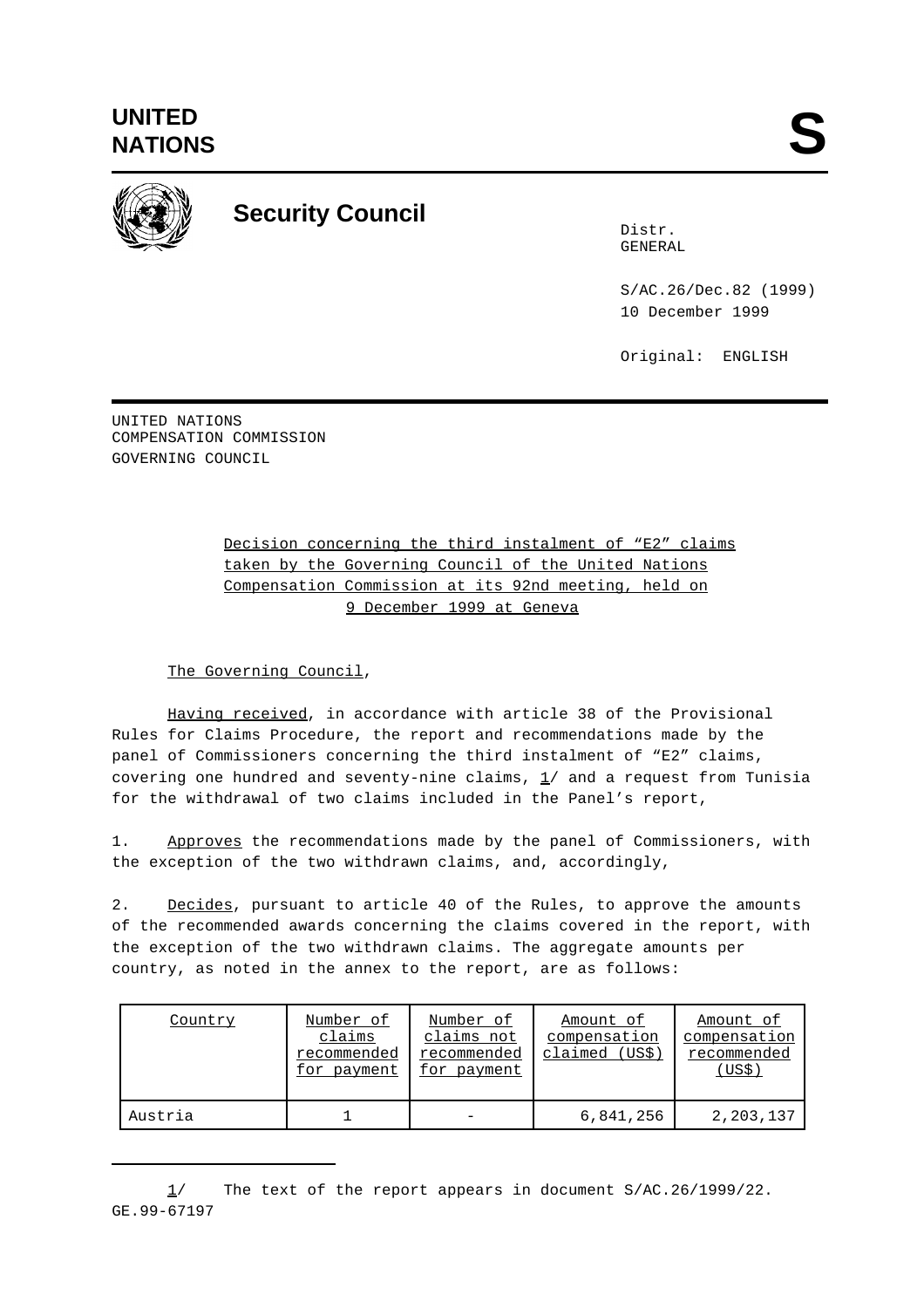UNITED NATIONS

# S

## Security Council

Distr.
GENERAL

S/AC.26/Dec.82 (1999)
10 December 1999

Original: ENGLISH

UNITED NATIONS
COMPENSATION COMMISSION
GOVERNING COUNCIL

Decision concerning the third instalment of “E2” claims taken by the Governing Council of the United Nations Compensation Commission at its 92nd meeting, held on 9 December 1999 at Geneva

The Governing Council,

Having received, in accordance with article 38 of the Provisional Rules for Claims Procedure, the report and recommendations made by the panel of Commissioners concerning the third instalment of “E2” claims, covering one hundred and seventy-nine claims, 1/ and a request from Tunisia for the withdrawal of two claims included in the Panel’s report,

1. Approves the recommendations made by the panel of Commissioners, with the exception of the two withdrawn claims, and, accordingly,

2. Decides, pursuant to article 40 of the Rules, to approve the amounts of the recommended awards concerning the claims covered in the report, with the exception of the two withdrawn claims. The aggregate amounts per country, as noted in the annex to the report, are as follows:

| Country | Number of claims recommended for payment | Number of claims not recommended for payment | Amount of compensation claimed (US$) | Amount of compensation recommended (US$) |
|---|---|---|---|---|
| Austria | 1 | - | 6,841,256 | 2,203,137 |

1/ The text of the report appears in document S/AC.26/1999/22.

GE.99-67197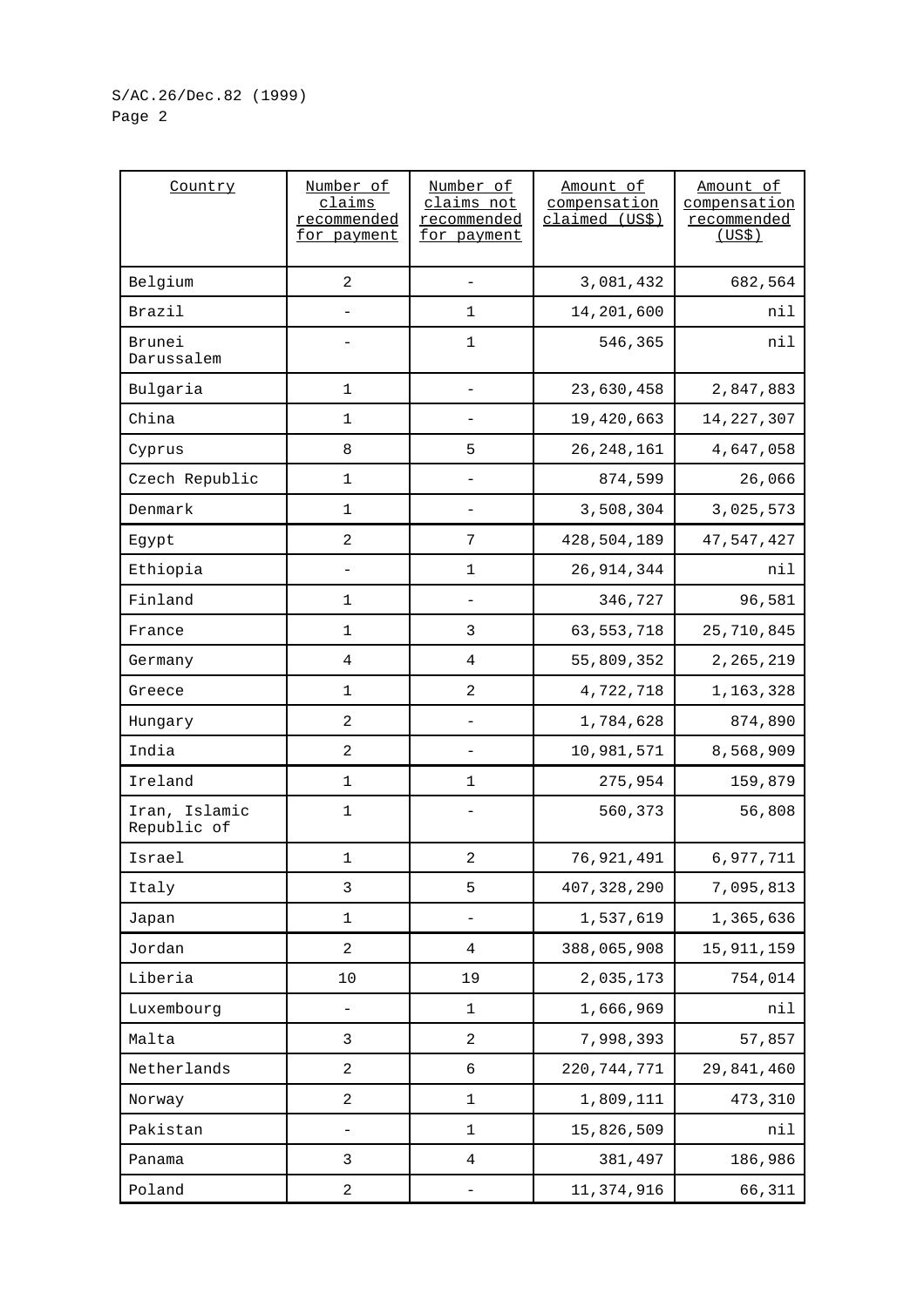| Country | Number of claims recommended for payment | Number of claims not recommended for payment | Amount of compensation claimed (US$) | Amount of compensation recommended (US$) |
|---|---|---|---|---|
| Belgium | 2 | - | 3,081,432 | 682,564 |
| Brazil | - | 1 | 14,201,600 | nil |
| Brunei Darussalem | - | 1 | 546,365 | nil |
| Bulgaria | 1 | - | 23,630,458 | 2,847,883 |
| China | 1 | - | 19,420,663 | 14,227,307 |
| Cyprus | 8 | 5 | 26,248,161 | 4,647,058 |
| Czech Republic | 1 | - | 874,599 | 26,066 |
| Denmark | 1 | - | 3,508,304 | 3,025,573 |
| Egypt | 2 | 7 | 428,504,189 | 47,547,427 |
| Ethiopia | - | 1 | 26,914,344 | nil |
| Finland | 1 | - | 346,727 | 96,581 |
| France | 1 | 3 | 63,553,718 | 25,710,845 |
| Germany | 4 | 4 | 55,809,352 | 2,265,219 |
| Greece | 1 | 2 | 4,722,718 | 1,163,328 |
| Hungary | 2 | - | 1,784,628 | 874,890 |
| India | 2 | - | 10,981,571 | 8,568,909 |
| Ireland | 1 | 1 | 275,954 | 159,879 |
| Iran, Islamic Republic of | 1 | - | 560,373 | 56,808 |
| Israel | 1 | 2 | 76,921,491 | 6,977,711 |
| Italy | 3 | 5 | 407,328,290 | 7,095,813 |
| Japan | 1 | - | 1,537,619 | 1,365,636 |
| Jordan | 2 | 4 | 388,065,908 | 15,911,159 |
| Liberia | 10 | 19 | 2,035,173 | 754,014 |
| Luxembourg | - | 1 | 1,666,969 | nil |
| Malta | 3 | 2 | 7,998,393 | 57,857 |
| Netherlands | 2 | 6 | 220,744,771 | 29,841,460 |
| Norway | 2 | 1 | 1,809,111 | 473,310 |
| Pakistan | - | 1 | 15,826,509 | nil |
| Panama | 3 | 4 | 381,497 | 186,986 |
| Poland | 2 | - | 11,374,916 | 66,311 |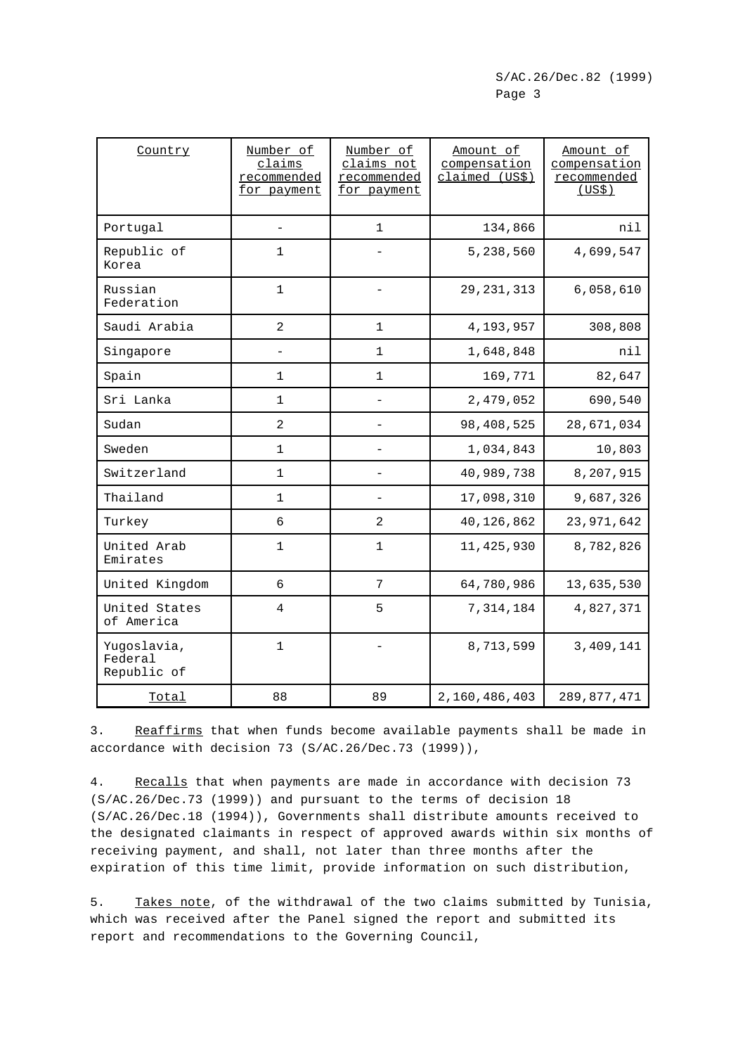| Country | Number of claims recommended for payment | Number of claims not recommended for payment | Amount of compensation claimed (US$) | Amount of compensation recommended (US$) |
|---|---|---|---|---|
| Portugal | - | 1 | 134,866 | nil |
| Republic of Korea | 1 | - | 5,238,560 | 4,699,547 |
| Russian Federation | 1 | - | 29,231,313 | 6,058,610 |
| Saudi Arabia | 2 | 1 | 4,193,957 | 308,808 |
| Singapore | - | 1 | 1,648,848 | nil |
| Spain | 1 | 1 | 169,771 | 82,647 |
| Sri Lanka | 1 | - | 2,479,052 | 690,540 |
| Sudan | 2 | - | 98,408,525 | 28,671,034 |
| Sweden | 1 | - | 1,034,843 | 10,803 |
| Switzerland | 1 | - | 40,989,738 | 8,207,915 |
| Thailand | 1 | - | 17,098,310 | 9,687,326 |
| Turkey | 6 | 2 | 40,126,862 | 23,971,642 |
| United Arab Emirates | 1 | 1 | 11,425,930 | 8,782,826 |
| United Kingdom | 6 | 7 | 64,780,986 | 13,635,530 |
| United States of America | 4 | 5 | 7,314,184 | 4,827,371 |
| Yugoslavia, Federal Republic of | 1 | - | 8,713,599 | 3,409,141 |
| Total | 88 | 89 | 2,160,486,403 | 289,877,471 |

3. Reaffirms that when funds become available payments shall be made in accordance with decision 73 (S/AC.26/Dec.73 (1999)),

4. Recalls that when payments are made in accordance with decision 73 (S/AC.26/Dec.73 (1999)) and pursuant to the terms of decision 18 (S/AC.26/Dec.18 (1994)), Governments shall distribute amounts received to the designated claimants in respect of approved awards within six months of receiving payment, and shall, not later than three months after the expiration of this time limit, provide information on such distribution,

5. Takes note, of the withdrawal of the two claims submitted by Tunisia, which was received after the Panel signed the report and submitted its report and recommendations to the Governing Council,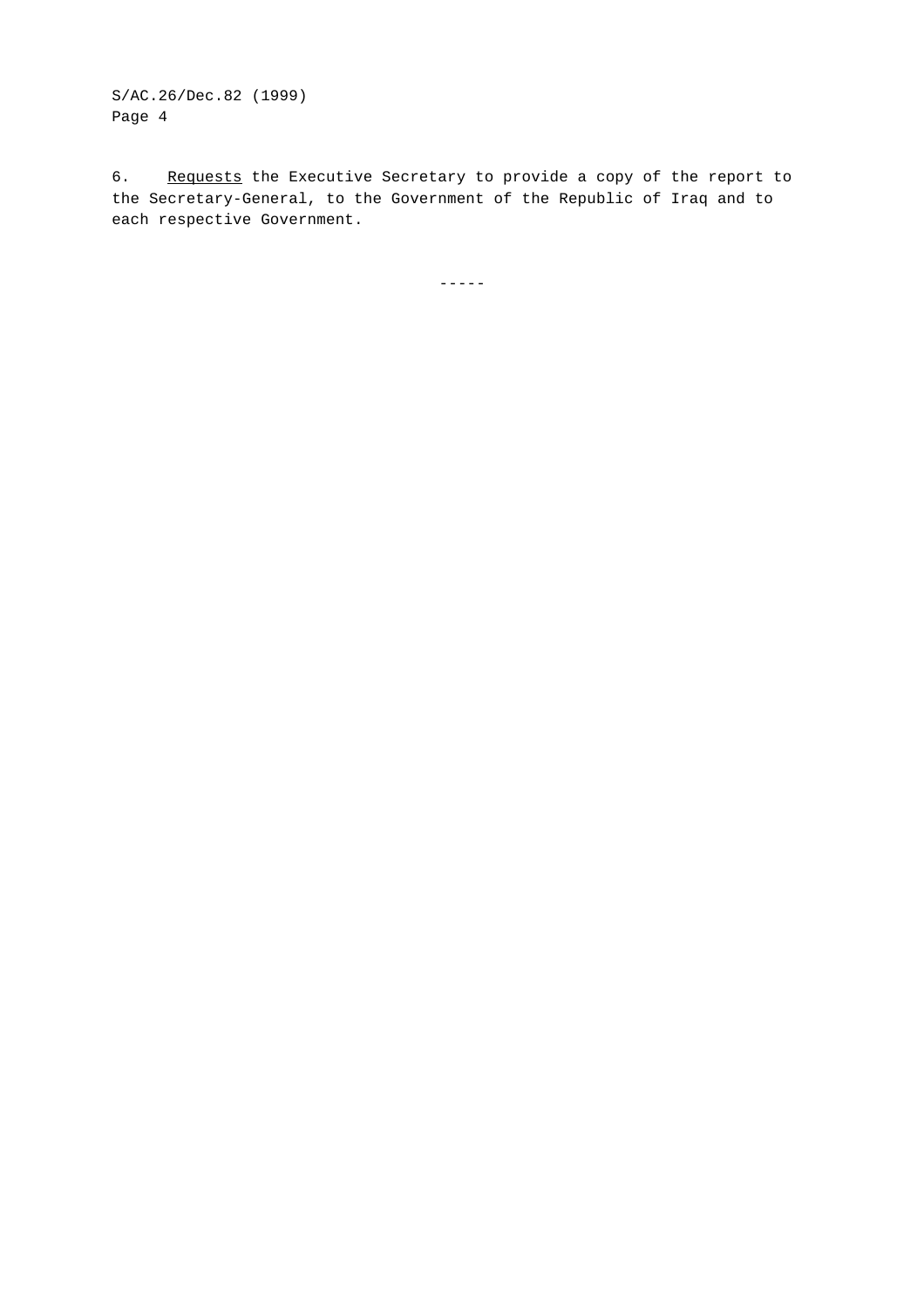6. *Requests* the Executive Secretary to provide a copy of the report to the Secretary-General, to the Government of the Republic of Iraq and to each respective Government.

-----